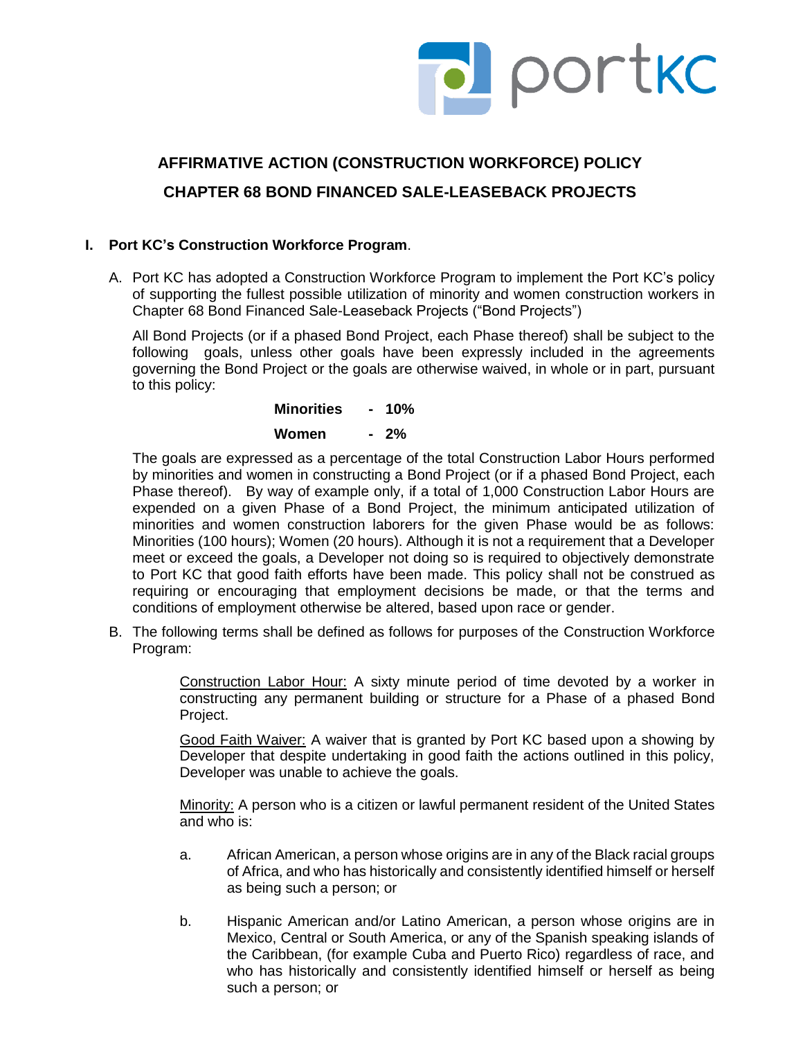# AFFIRMATIVE ACTION (CONSTRUCTION WORKFORCE) POLICY

# CHAPTER 68 BOND FINANCED SALE-LEASEBACK PROJECTS

## I. Port KC's Construction Workforce Program.

A. Port KC has adopted a Construction Workforce Program to implement the Port KC's policy of supporting the fullest possible utilization of minority and women construction workers in Chapter 68 Bond Financed Sale-Leaseback Projects ("Bond Projects")

All Bond Projects (or if a phased Bond Project, each Phase thereof) shall be subject to the following goals, unless other goals have been expressly included in the agreements governing the Bond Project or the goals are otherwise waived, in whole or in part, pursuant to this policy:

**Minorities - 10%**

**Women - 2%**

The goals are expressed as a percentage of the total Construction Labor Hours performed by minorities and women in constructing a Bond Project (or if a phased Bond Project, each Phase thereof). By way of example only, if a total of 1,000 Construction Labor Hours are expended on a given Phase of a Bond Project, the minimum anticipated utilization of minorities and women construction laborers for the given Phase would be as follows: Minorities (100 hours); Women (20 hours). Although it is not a requirement that a Developer meet or exceed the goals, a Developer not doing so is required to objectively demonstrate to Port KC that good faith efforts have been made. This policy shall not be construed as requiring or encouraging that employment decisions be made, or that the terms and conditions of employment otherwise be altered, based upon race or gender.

B. The following terms shall be defined as follows for purposes of the Construction Workforce Program:

Construction Labor Hour: A sixty minute period of time devoted by a worker in constructing any permanent building or structure for a Phase of a phased Bond Project.

Good Faith Waiver: A waiver that is granted by Port KC based upon a showing by Developer that despite undertaking in good faith the actions outlined in this policy, Developer was unable to achieve the goals.

Minority: A person who is a citizen or lawful permanent resident of the United States and who is:

a. African American, a person whose origins are in any of the Black racial groups of Africa, and who has historically and consistently identified himself or herself as being such a person; or

b. Hispanic American and/or Latino American, a person whose origins are in Mexico, Central or South America, or any of the Spanish speaking islands of the Caribbean, (for example Cuba and Puerto Rico) regardless of race, and who has historically and consistently identified himself or herself as being such a person; or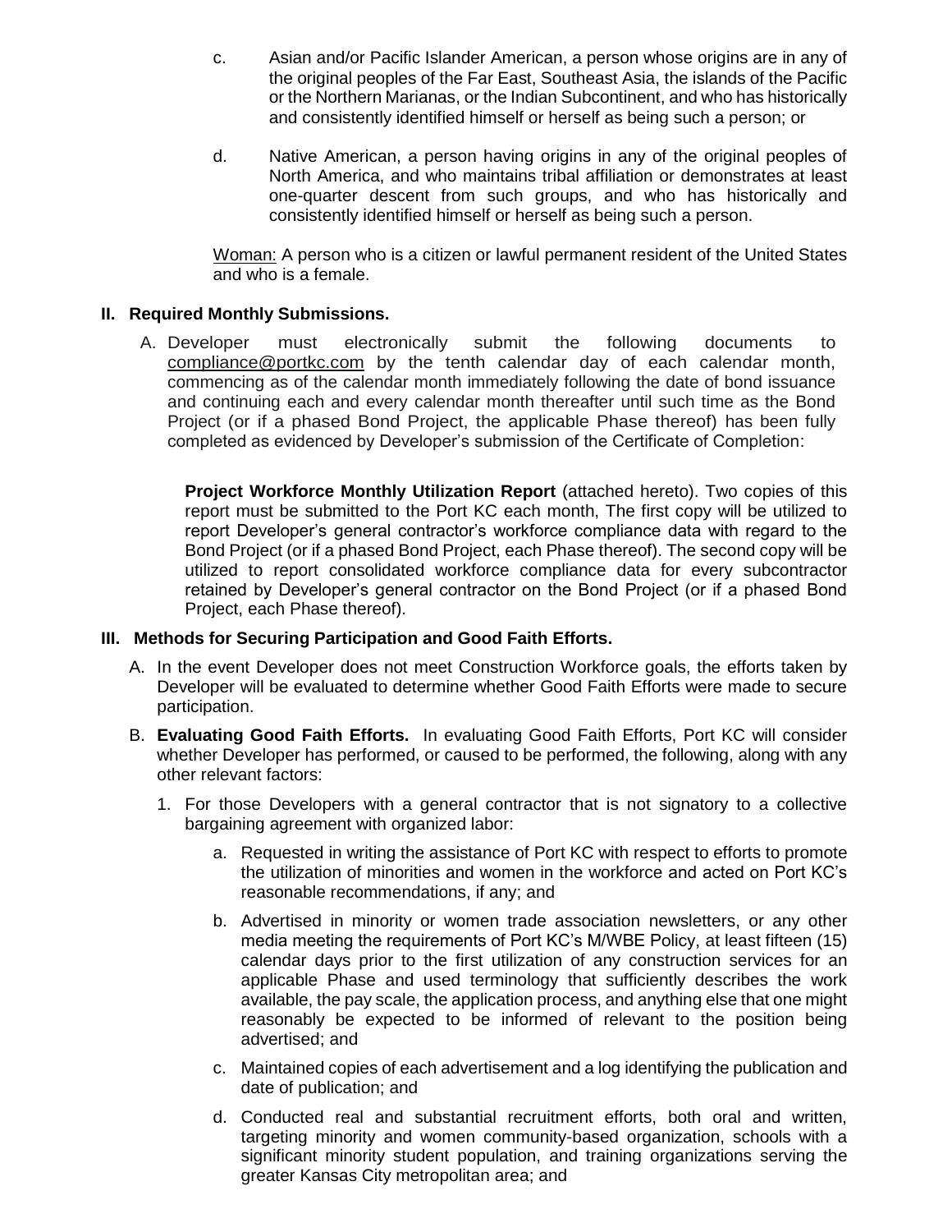c. Asian and/or Pacific Islander American, a person whose origins are in any of the original peoples of the Far East, Southeast Asia, the islands of the Pacific or the Northern Marianas, or the Indian Subcontinent, and who has historically and consistently identified himself or herself as being such a person; or

d. Native American, a person having origins in any of the original peoples of North America, and who maintains tribal affiliation or demonstrates at least one-quarter descent from such groups, and who has historically and consistently identified himself or herself as being such a person.

Woman: A person who is a citizen or lawful permanent resident of the United States and who is a female.

## II. Required Monthly Submissions.

A. Developer must electronically submit the following documents to compliance@portkc.com by the tenth calendar day of each calendar month, commencing as of the calendar month immediately following the date of bond issuance and continuing each and every calendar month thereafter until such time as the Bond Project (or if a phased Bond Project, the applicable Phase thereof) has been fully completed as evidenced by Developer's submission of the Certificate of Completion:

**Project Workforce Monthly Utilization Report** (attached hereto). Two copies of this report must be submitted to the Port KC each month, The first copy will be utilized to report Developer's general contractor's workforce compliance data with regard to the Bond Project (or if a phased Bond Project, each Phase thereof). The second copy will be utilized to report consolidated workforce compliance data for every subcontractor retained by Developer's general contractor on the Bond Project (or if a phased Bond Project, each Phase thereof).

## III. Methods for Securing Participation and Good Faith Efforts.

A. In the event Developer does not meet Construction Workforce goals, the efforts taken by Developer will be evaluated to determine whether Good Faith Efforts were made to secure participation.

B. **Evaluating Good Faith Efforts.** In evaluating Good Faith Efforts, Port KC will consider whether Developer has performed, or caused to be performed, the following, along with any other relevant factors:

1. For those Developers with a general contractor that is not signatory to a collective bargaining agreement with organized labor:

    a. Requested in writing the assistance of Port KC with respect to efforts to promote the utilization of minorities and women in the workforce and acted on Port KC's reasonable recommendations, if any; and

    b. Advertised in minority or women trade association newsletters, or any other media meeting the requirements of Port KC's M/WBE Policy, at least fifteen (15) calendar days prior to the first utilization of any construction services for an applicable Phase and used terminology that sufficiently describes the work available, the pay scale, the application process, and anything else that one might reasonably be expected to be informed of relevant to the position being advertised; and

    c. Maintained copies of each advertisement and a log identifying the publication and date of publication; and

    d. Conducted real and substantial recruitment efforts, both oral and written, targeting minority and women community-based organization, schools with a significant minority student population, and training organizations serving the greater Kansas City metropolitan area; and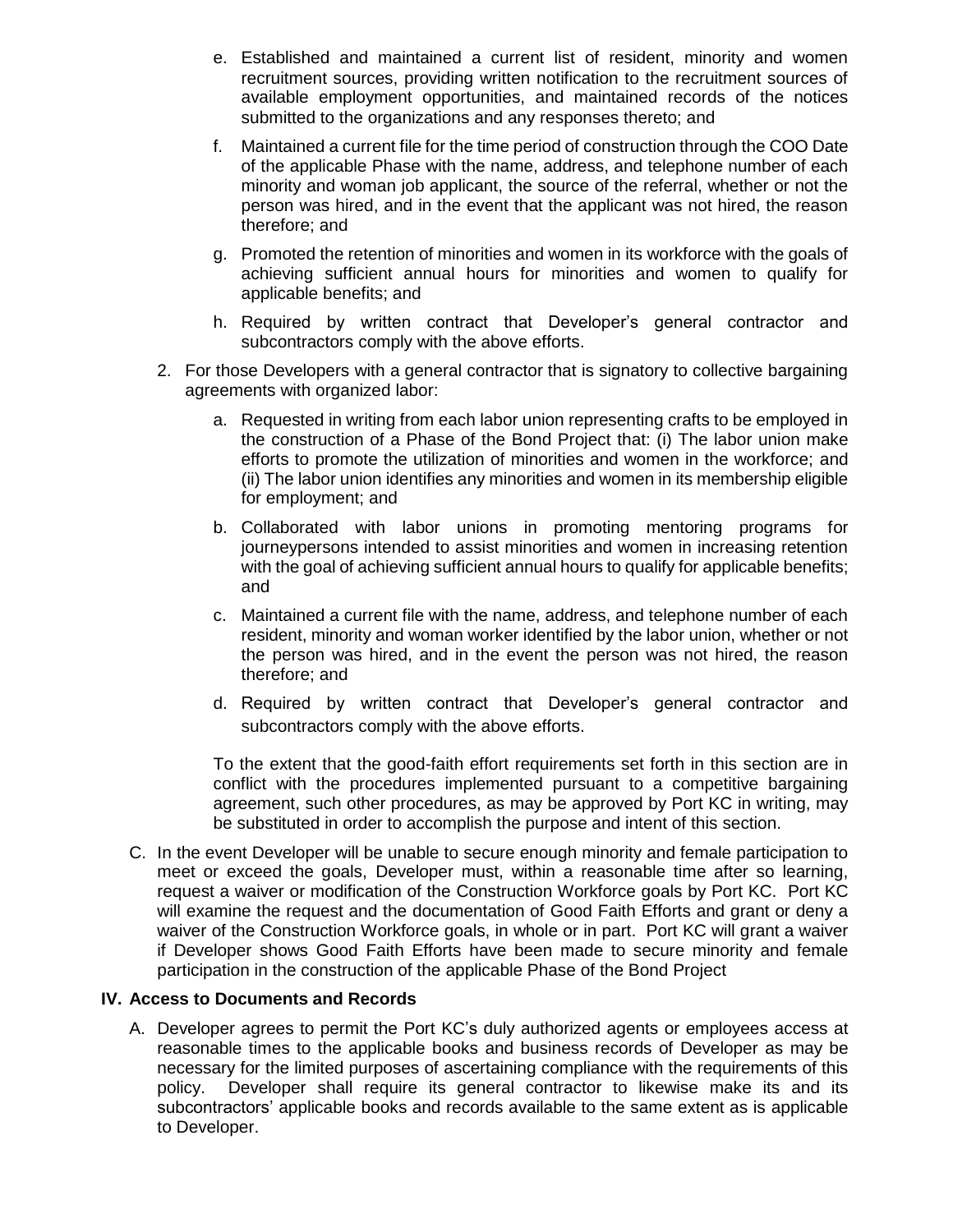e. Established and maintained a current list of resident, minority and women recruitment sources, providing written notification to the recruitment sources of available employment opportunities, and maintained records of the notices submitted to the organizations and any responses thereto; and

f. Maintained a current file for the time period of construction through the COO Date of the applicable Phase with the name, address, and telephone number of each minority and woman job applicant, the source of the referral, whether or not the person was hired, and in the event that the applicant was not hired, the reason therefore; and

g. Promoted the retention of minorities and women in its workforce with the goals of achieving sufficient annual hours for minorities and women to qualify for applicable benefits; and

h. Required by written contract that Developer's general contractor and subcontractors comply with the above efforts.

2. For those Developers with a general contractor that is signatory to collective bargaining agreements with organized labor:

   a. Requested in writing from each labor union representing crafts to be employed in the construction of a Phase of the Bond Project that: (i) The labor union make efforts to promote the utilization of minorities and women in the workforce; and (ii) The labor union identifies any minorities and women in its membership eligible for employment; and

   b. Collaborated with labor unions in promoting mentoring programs for journeypersons intended to assist minorities and women in increasing retention with the goal of achieving sufficient annual hours to qualify for applicable benefits; and

   c. Maintained a current file with the name, address, and telephone number of each resident, minority and woman worker identified by the labor union, whether or not the person was hired, and in the event the person was not hired, the reason therefore; and

   d. Required by written contract that Developer's general contractor and subcontractors comply with the above efforts.

   To the extent that the good-faith effort requirements set forth in this section are in conflict with the procedures implemented pursuant to a competitive bargaining agreement, such other procedures, as may be approved by Port KC in writing, may be substituted in order to accomplish the purpose and intent of this section.

C. In the event Developer will be unable to secure enough minority and female participation to meet or exceed the goals, Developer must, within a reasonable time after so learning, request a waiver or modification of the Construction Workforce goals by Port KC. Port KC will examine the request and the documentation of Good Faith Efforts and grant or deny a waiver of the Construction Workforce goals, in whole or in part. Port KC will grant a waiver if Developer shows Good Faith Efforts have been made to secure minority and female participation in the construction of the applicable Phase of the Bond Project

## IV. Access to Documents and Records

A. Developer agrees to permit the Port KC's duly authorized agents or employees access at reasonable times to the applicable books and business records of Developer as may be necessary for the limited purposes of ascertaining compliance with the requirements of this policy. Developer shall require its general contractor to likewise make its and its subcontractors' applicable books and records available to the same extent as is applicable to Developer.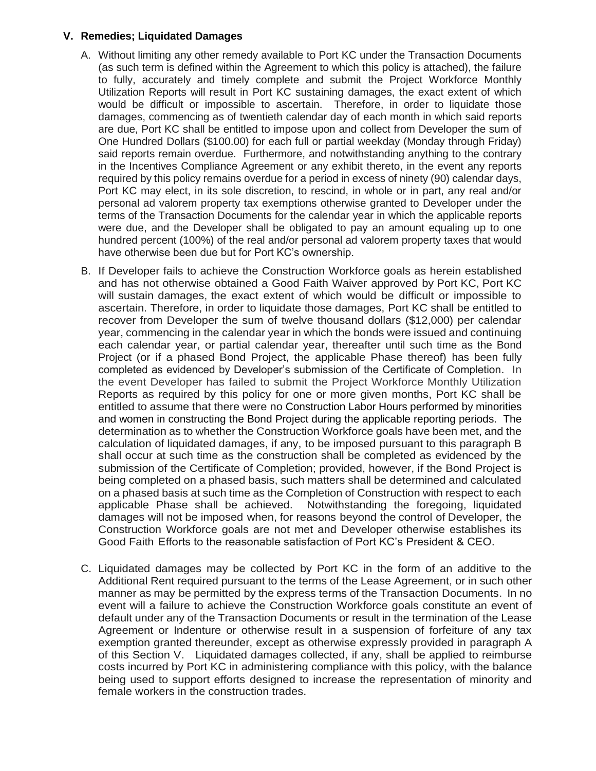### V. Remedies; Liquidated Damages

A. Without limiting any other remedy available to Port KC under the Transaction Documents (as such term is defined within the Agreement to which this policy is attached), the failure to fully, accurately and timely complete and submit the Project Workforce Monthly Utilization Reports will result in Port KC sustaining damages, the exact extent of which would be difficult or impossible to ascertain. Therefore, in order to liquidate those damages, commencing as of twentieth calendar day of each month in which said reports are due, Port KC shall be entitled to impose upon and collect from Developer the sum of One Hundred Dollars ($100.00) for each full or partial weekday (Monday through Friday) said reports remain overdue. Furthermore, and notwithstanding anything to the contrary in the Incentives Compliance Agreement or any exhibit thereto, in the event any reports required by this policy remains overdue for a period in excess of ninety (90) calendar days, Port KC may elect, in its sole discretion, to rescind, in whole or in part, any real and/or personal ad valorem property tax exemptions otherwise granted to Developer under the terms of the Transaction Documents for the calendar year in which the applicable reports were due, and the Developer shall be obligated to pay an amount equaling up to one hundred percent (100%) of the real and/or personal ad valorem property taxes that would have otherwise been due but for Port KC's ownership.

B. If Developer fails to achieve the Construction Workforce goals as herein established and has not otherwise obtained a Good Faith Waiver approved by Port KC, Port KC will sustain damages, the exact extent of which would be difficult or impossible to ascertain. Therefore, in order to liquidate those damages, Port KC shall be entitled to recover from Developer the sum of twelve thousand dollars ($12,000) per calendar year, commencing in the calendar year in which the bonds were issued and continuing each calendar year, or partial calendar year, thereafter until such time as the Bond Project (or if a phased Bond Project, the applicable Phase thereof) has been fully completed as evidenced by Developer's submission of the Certificate of Completion. In the event Developer has failed to submit the Project Workforce Monthly Utilization Reports as required by this policy for one or more given months, Port KC shall be entitled to assume that there were no Construction Labor Hours performed by minorities and women in constructing the Bond Project during the applicable reporting periods. The determination as to whether the Construction Workforce goals have been met, and the calculation of liquidated damages, if any, to be imposed pursuant to this paragraph B shall occur at such time as the construction shall be completed as evidenced by the submission of the Certificate of Completion; provided, however, if the Bond Project is being completed on a phased basis, such matters shall be determined and calculated on a phased basis at such time as the Completion of Construction with respect to each applicable Phase shall be achieved. Notwithstanding the foregoing, liquidated damages will not be imposed when, for reasons beyond the control of Developer, the Construction Workforce goals are not met and Developer otherwise establishes its Good Faith Efforts to the reasonable satisfaction of Port KC's President & CEO.

C. Liquidated damages may be collected by Port KC in the form of an additive to the Additional Rent required pursuant to the terms of the Lease Agreement, or in such other manner as may be permitted by the express terms of the Transaction Documents. In no event will a failure to achieve the Construction Workforce goals constitute an event of default under any of the Transaction Documents or result in the termination of the Lease Agreement or Indenture or otherwise result in a suspension of forfeiture of any tax exemption granted thereunder, except as otherwise expressly provided in paragraph A of this Section V. Liquidated damages collected, if any, shall be applied to reimburse costs incurred by Port KC in administering compliance with this policy, with the balance being used to support efforts designed to increase the representation of minority and female workers in the construction trades.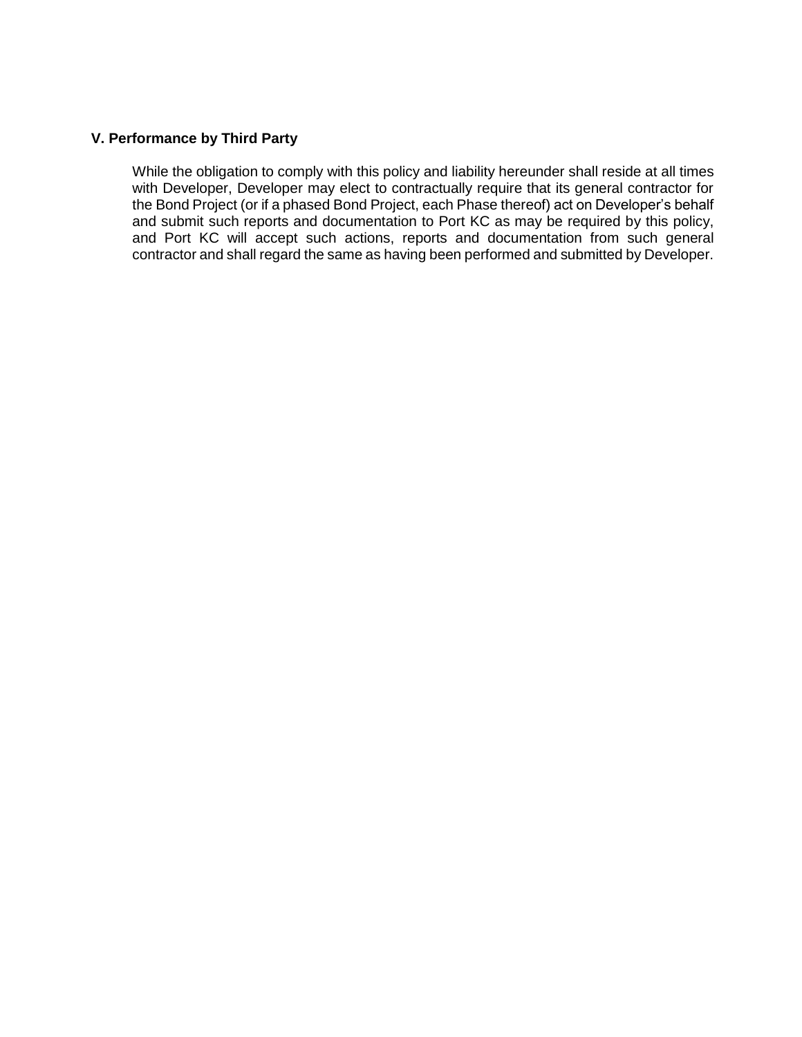## V. Performance by Third Party

While the obligation to comply with this policy and liability hereunder shall reside at all times with Developer, Developer may elect to contractually require that its general contractor for the Bond Project (or if a phased Bond Project, each Phase thereof) act on Developer's behalf and submit such reports and documentation to Port KC as may be required by this policy, and Port KC will accept such actions, reports and documentation from such general contractor and shall regard the same as having been performed and submitted by Developer.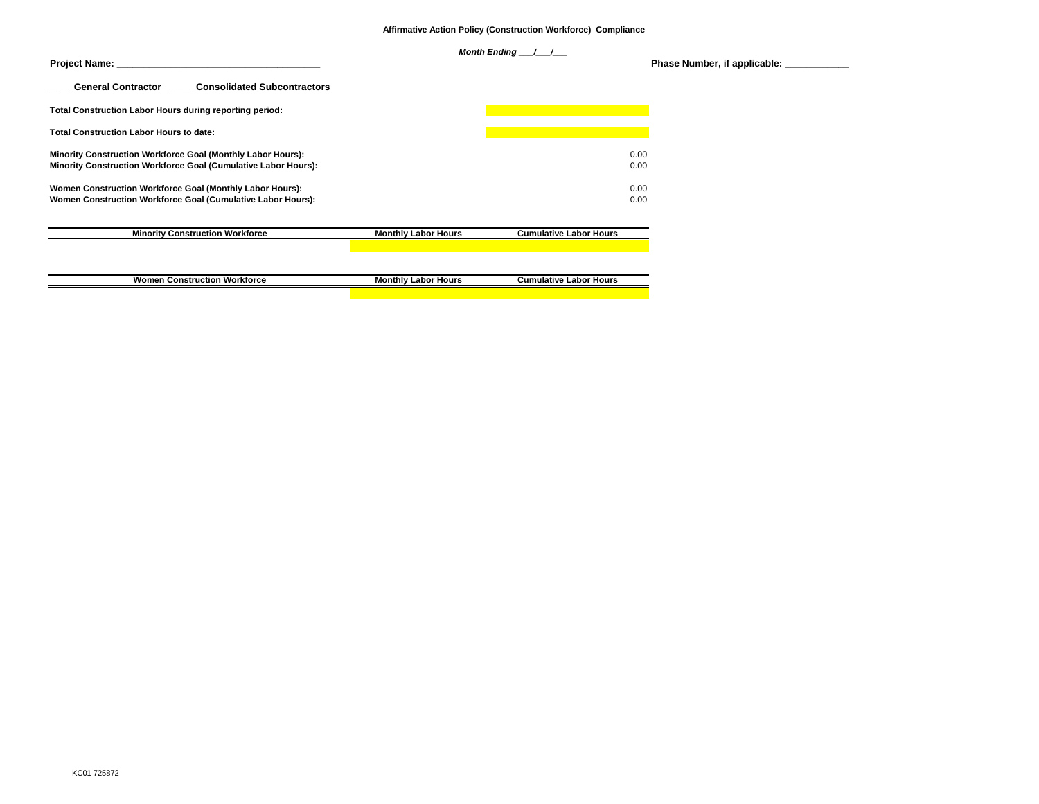**Affirmative Action Policy (Construction Workforce) Compliance**

***Month Ending \_\_\_/\_\_\_/\_\_\_***

**Project Name: \_\_\_\_\_\_\_\_\_\_\_\_\_\_\_\_\_\_\_\_\_\_\_\_\_\_\_\_\_\_\_\_\_\_\_\_\_\_\_\_**

**Phase Number, if applicable: \_\_\_\_\_\_\_\_\_\_\_\_**

**\_\_\_\_ General Contractor \_\_\_\_ Consolidated Subcontractors**

| | |
|---|---|
| **Total Construction Labor Hours during reporting period:** | |
| **Total Construction Labor Hours to date:** | |
| **Minority Construction Workforce Goal (Monthly Labor Hours):** | 0.00 |
| **Minority Construction Workforce Goal (Cumulative Labor Hours):** | 0.00 |
| **Women Construction Workforce Goal (Monthly Labor Hours):** | 0.00 |
| **Women Construction Workforce Goal (Cumulative Labor Hours):** | 0.00 |

| Minority Construction Workforce | Monthly Labor Hours | Cumulative Labor Hours |
|---|---|---|
| | | |

| Women Construction Workforce | Monthly Labor Hours | Cumulative Labor Hours |
|---|---|---|
| | | |

KC01 725872